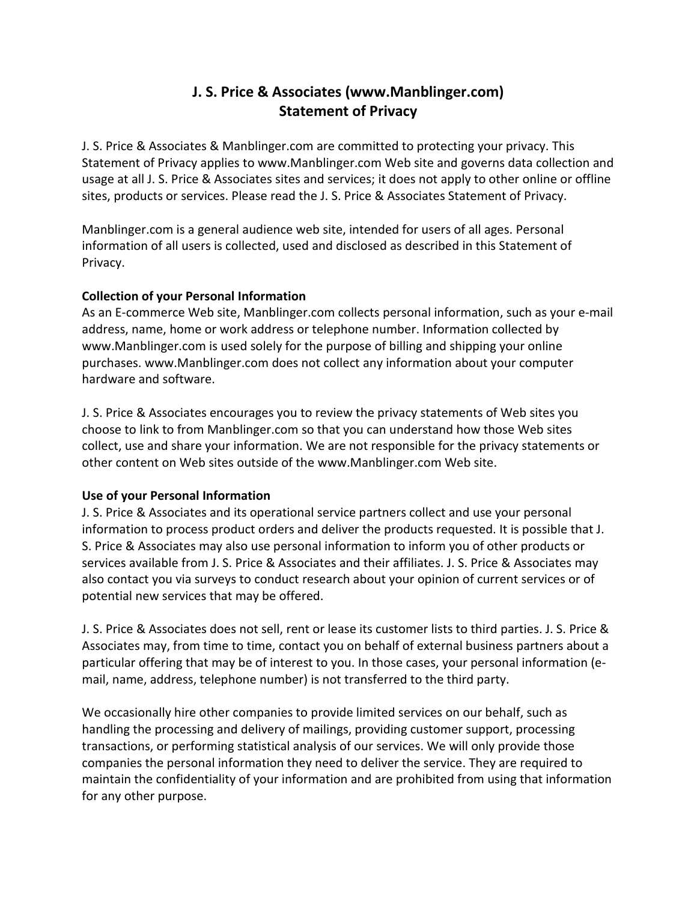# J. S. Price & Associates (www.Manblinger.com)
# Statement of Privacy

J. S. Price & Associates & Manblinger.com are committed to protecting your privacy. This Statement of Privacy applies to www.Manblinger.com Web site and governs data collection and usage at all J. S. Price & Associates sites and services; it does not apply to other online or offline sites, products or services. Please read the J. S. Price & Associates Statement of Privacy.

Manblinger.com is a general audience web site, intended for users of all ages. Personal information of all users is collected, used and disclosed as described in this Statement of Privacy.

**Collection of your Personal Information**

As an E-commerce Web site, Manblinger.com collects personal information, such as your e-mail address, name, home or work address or telephone number. Information collected by www.Manblinger.com is used solely for the purpose of billing and shipping your online purchases. www.Manblinger.com does not collect any information about your computer hardware and software.

J. S. Price & Associates encourages you to review the privacy statements of Web sites you choose to link to from Manblinger.com so that you can understand how those Web sites collect, use and share your information. We are not responsible for the privacy statements or other content on Web sites outside of the www.Manblinger.com Web site.

**Use of your Personal Information**

J. S. Price & Associates and its operational service partners collect and use your personal information to process product orders and deliver the products requested. It is possible that J. S. Price & Associates may also use personal information to inform you of other products or services available from J. S. Price & Associates and their affiliates. J. S. Price & Associates may also contact you via surveys to conduct research about your opinion of current services or of potential new services that may be offered.

J. S. Price & Associates does not sell, rent or lease its customer lists to third parties. J. S. Price & Associates may, from time to time, contact you on behalf of external business partners about a particular offering that may be of interest to you. In those cases, your personal information (e-mail, name, address, telephone number) is not transferred to the third party.

We occasionally hire other companies to provide limited services on our behalf, such as handling the processing and delivery of mailings, providing customer support, processing transactions, or performing statistical analysis of our services. We will only provide those companies the personal information they need to deliver the service. They are required to maintain the confidentiality of your information and are prohibited from using that information for any other purpose.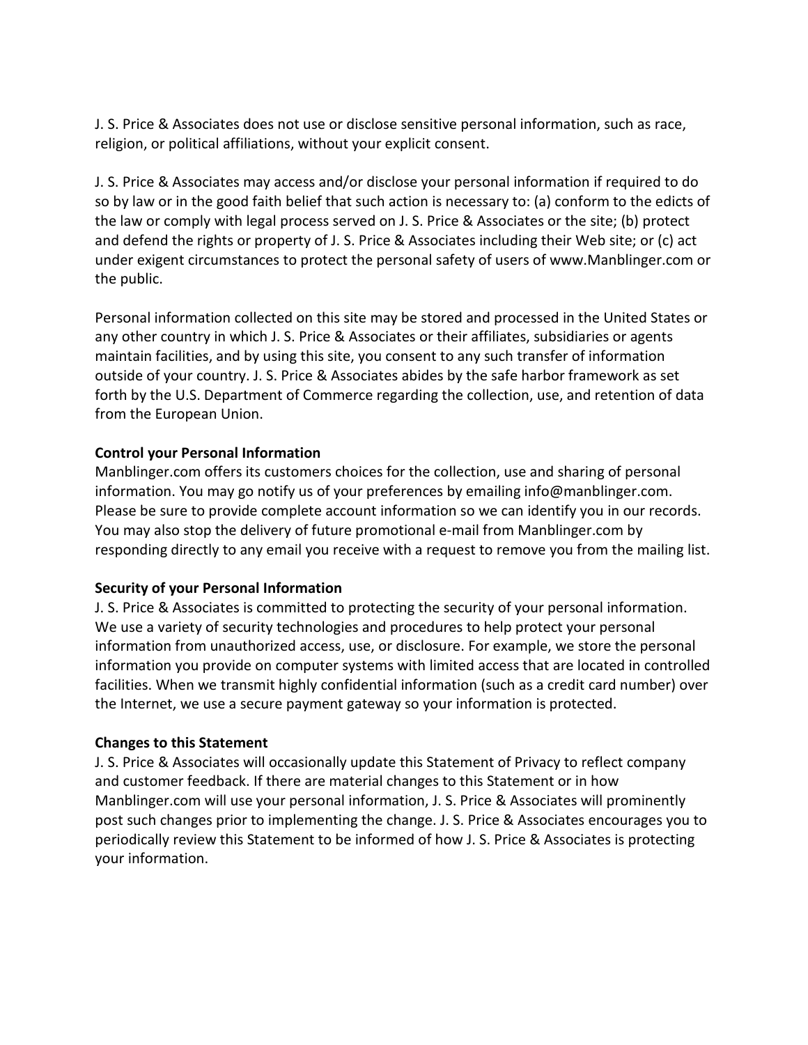J. S. Price & Associates does not use or disclose sensitive personal information, such as race, religion, or political affiliations, without your explicit consent.

J. S. Price & Associates may access and/or disclose your personal information if required to do so by law or in the good faith belief that such action is necessary to: (a) conform to the edicts of the law or comply with legal process served on J. S. Price & Associates or the site; (b) protect and defend the rights or property of J. S. Price & Associates including their Web site; or (c) act under exigent circumstances to protect the personal safety of users of www.Manblinger.com or the public.

Personal information collected on this site may be stored and processed in the United States or any other country in which J. S. Price & Associates or their affiliates, subsidiaries or agents maintain facilities, and by using this site, you consent to any such transfer of information outside of your country. J. S. Price & Associates abides by the safe harbor framework as set forth by the U.S. Department of Commerce regarding the collection, use, and retention of data from the European Union.

**Control your Personal Information**
Manblinger.com offers its customers choices for the collection, use and sharing of personal information. You may go notify us of your preferences by emailing info@manblinger.com. Please be sure to provide complete account information so we can identify you in our records. You may also stop the delivery of future promotional e-mail from Manblinger.com by responding directly to any email you receive with a request to remove you from the mailing list.

**Security of your Personal Information**
J. S. Price & Associates is committed to protecting the security of your personal information. We use a variety of security technologies and procedures to help protect your personal information from unauthorized access, use, or disclosure. For example, we store the personal information you provide on computer systems with limited access that are located in controlled facilities. When we transmit highly confidential information (such as a credit card number) over the Internet, we use a secure payment gateway so your information is protected.

**Changes to this Statement**
J. S. Price & Associates will occasionally update this Statement of Privacy to reflect company and customer feedback. If there are material changes to this Statement or in how Manblinger.com will use your personal information, J. S. Price & Associates will prominently post such changes prior to implementing the change. J. S. Price & Associates encourages you to periodically review this Statement to be informed of how J. S. Price & Associates is protecting your information.